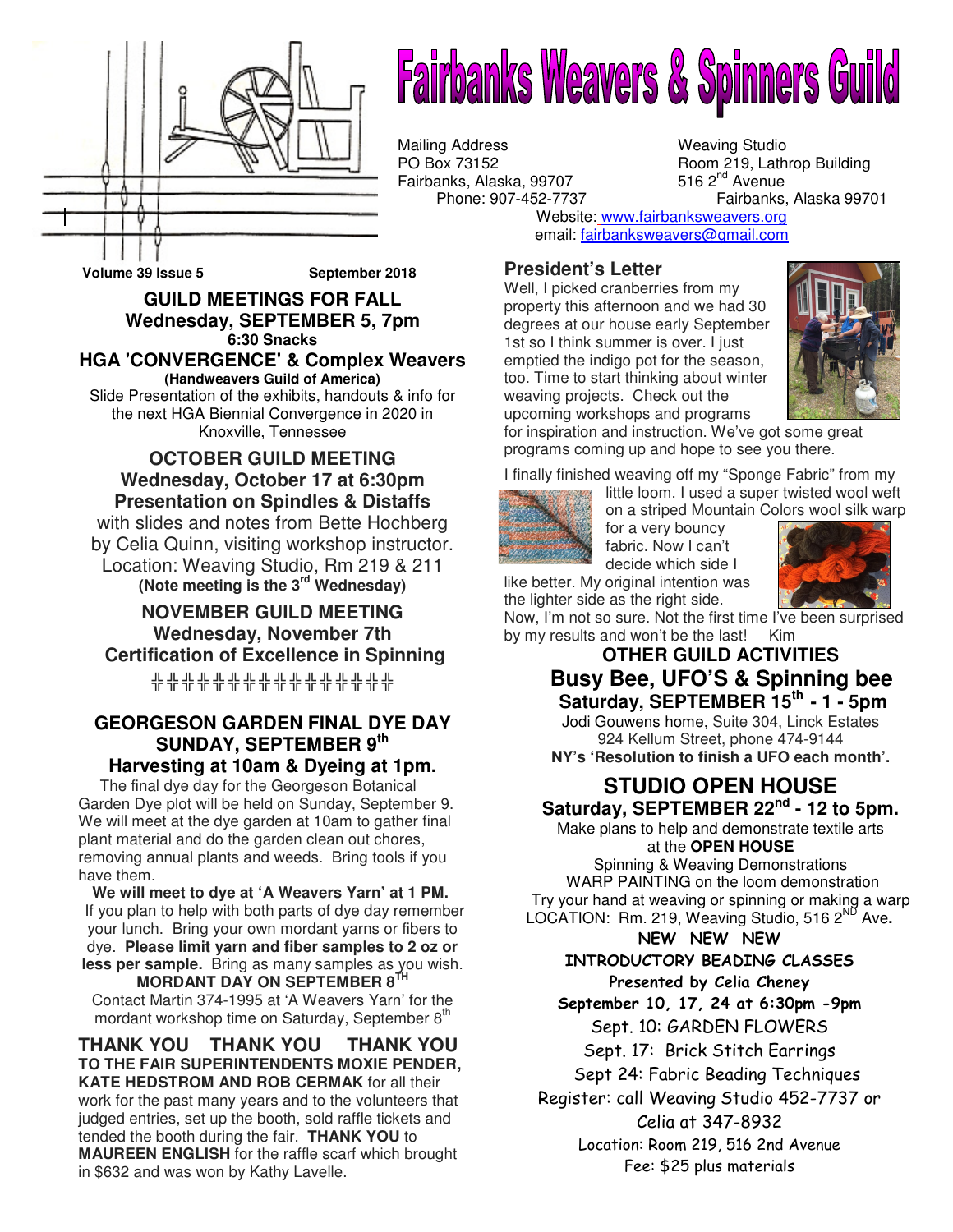# Fairbanks Weavers & Spinners Guild

Mailing Address
PO Box 73152
Fairbanks, Alaska, 99707
Phone: 907-452-7737

Weaving Studio
Room 219, Lathrop Building
516 2nd Avenue
Fairbanks, Alaska 99701

Website: www.fairbanksweavers.org
email: fairbanksweavers@gmail.com

Volume 39 Issue 5 September 2018

## GUILD MEETINGS FOR FALL

**Wednesday, SEPTEMBER 5, 7pm**
**6:30 Snacks**

**HGA 'CONVERGENCE' & Complex Weavers**
**(Handweavers Guild of America)**

Slide Presentation of the exhibits, handouts & info for the next HGA Biennial Convergence in 2020 in Knoxville, Tennessee

## OCTOBER GUILD MEETING

**Wednesday, October 17 at 6:30pm**
**Presentation on Spindles & Distaffs**

with slides and notes from Bette Hochberg by Celia Quinn, visiting workshop instructor.
Location: Weaving Studio, Rm 219 & 211
**(Note meeting is the 3rd Wednesday)**

## NOVEMBER GUILD MEETING

**Wednesday, November 7th**
**Certification of Excellence in Spinning**

╬╬╬╬╬╬╬╬╬╬╬╬╬╬╬╬

## GEORGESON GARDEN FINAL DYE DAY SUNDAY, SEPTEMBER 9th

**Harvesting at 10am & Dyeing at 1pm.**

The final dye day for the Georgeson Botanical Garden Dye plot will be held on Sunday, September 9. We will meet at the dye garden at 10am to gather final plant material and do the garden clean out chores, removing annual plants and weeds. Bring tools if you have them.

**We will meet to dye at 'A Weavers Yarn' at 1 PM.** If you plan to help with both parts of dye day remember your lunch. Bring your own mordant yarns or fibers to dye. **Please limit yarn and fiber samples to 2 oz or less per sample.** Bring as many samples as you wish.

**MORDANT DAY ON SEPTEMBER 8TH**

Contact Martin 374-1995 at 'A Weavers Yarn' for the mordant workshop time on Saturday, September 8th

## THANK YOU THANK YOU THANK YOU

**TO THE FAIR SUPERINTENDENTS MOXIE PENDER, KATE HEDSTROM AND ROB CERMAK** for all their work for the past many years and to the volunteers that judged entries, set up the booth, sold raffle tickets and tended the booth during the fair. **THANK YOU** to **MAUREEN ENGLISH** for the raffle scarf which brought in $632 and was won by Kathy Lavelle.

## President's Letter

Well, I picked cranberries from my property this afternoon and we had 30 degrees at our house early September 1st so I think summer is over. I just emptied the indigo pot for the season, too. Time to start thinking about winter weaving projects. Check out the upcoming workshops and programs for inspiration and instruction. We've got some great programs coming up and hope to see you there.

I finally finished weaving off my "Sponge Fabric" from my little loom. I used a super twisted wool weft on a striped Mountain Colors wool silk warp for a very bouncy fabric. Now I can't decide which side I like better. My original intention was the lighter side as the right side. Now, I'm not so sure. Not the first time I've been surprised by my results and won't be the last! Kim

## OTHER GUILD ACTIVITIES

**Busy Bee, UFO'S & Spinning bee**
**Saturday, SEPTEMBER 15th - 1 - 5pm**

Jodi Gouwens home, Suite 304, Linck Estates
924 Kellum Street, phone 474-9144
**NY's 'Resolution to finish a UFO each month'.**

## STUDIO OPEN HOUSE

**Saturday, SEPTEMBER 22nd - 12 to 5pm.**

Make plans to help and demonstrate textile arts at the **OPEN HOUSE**
Spinning & Weaving Demonstrations
WARP PAINTING on the loom demonstration
Try your hand at weaving or spinning or making a warp
LOCATION: Rm. 219, Weaving Studio, 516 2ND Ave**.**

**NEW NEW NEW**

**INTRODUCTORY BEADING CLASSES**
**Presented by Celia Cheney**
**September 10, 17, 24 at 6:30pm -9pm**

Sept. 10: GARDEN FLOWERS
Sept. 17: Brick Stitch Earrings
Sept 24: Fabric Beading Techniques

Register: call Weaving Studio 452-7737 or Celia at 347-8932
Location: Room 219, 516 2nd Avenue
Fee: $25 plus materials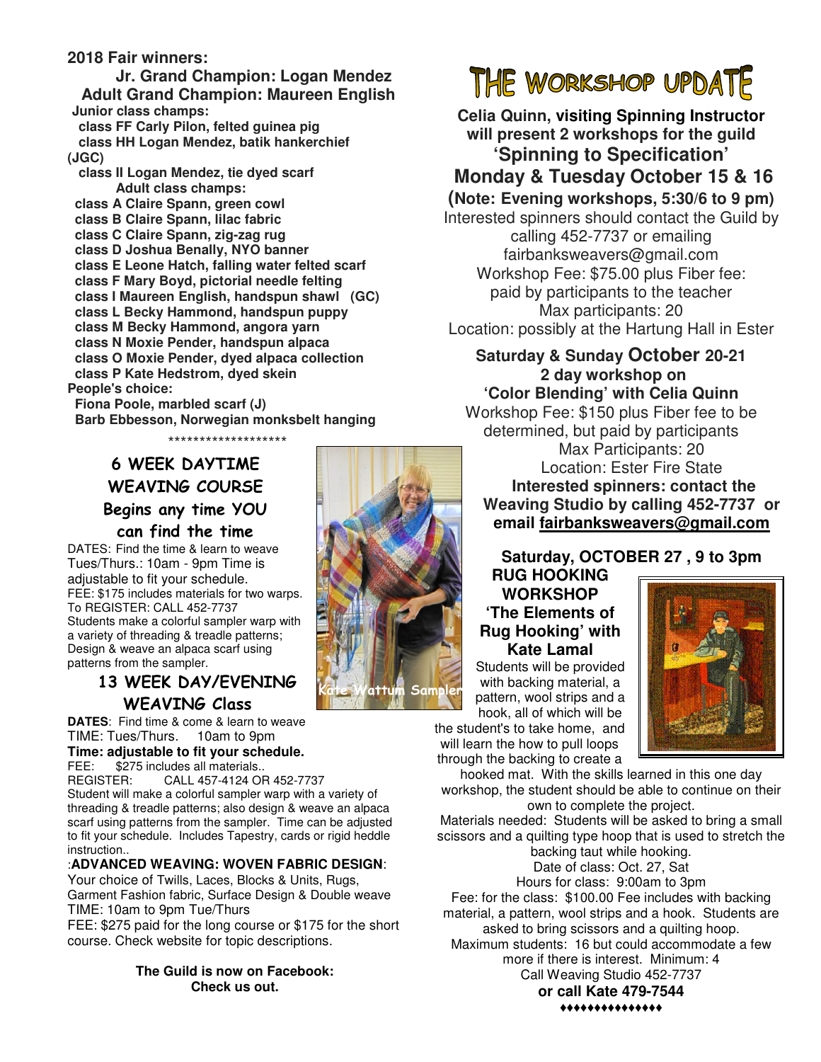**2018 Fair winners:**

**Jr. Grand Champion: Logan Mendez**
**Adult Grand Champion: Maureen English**

**Junior class champs:**

**class FF Carly Pilon, felted guinea pig**
**class HH Logan Mendez, batik hankerchief (JGC)**
**class II Logan Mendez, tie dyed scarf**

**Adult class champs:**

**class A Claire Spann, green cowl**
**class B Claire Spann, lilac fabric**
**class C Claire Spann, zig-zag rug**
**class D Joshua Benally, NYO banner**
**class E Leone Hatch, falling water felted scarf**
**class F Mary Boyd, pictorial needle felting**
**class I Maureen English, handspun shawl (GC)**
**class L Becky Hammond, handspun puppy**
**class M Becky Hammond, angora yarn**
**class N Moxie Pender, handspun alpaca**
**class O Moxie Pender, dyed alpaca collection**
**class P Kate Hedstrom, dyed skein**

**People's choice:**

**Fiona Poole, marbled scarf (J)**
**Barb Ebbesson, Norwegian monksbelt hanging**

*******************

## 6 WEEK DAYTIME WEAVING COURSE
### Begins any time YOU can find the time

DATES: Find the time & learn to weave
Tues/Thurs.: 10am - 9pm Time is adjustable to fit your schedule.
FEE: $175 includes materials for two warps.
To REGISTER: CALL 452-7737
Students make a colorful sampler warp with a variety of threading & treadle patterns; Design & weave an alpaca scarf using patterns from the sampler.

Kate Wattum Sampler

## 13 WEEK DAY/EVENING WEAVING Class

**DATES**: Find time & come & learn to weave
TIME: Tues/Thurs. 10am to 9pm
**Time: adjustable to fit your schedule.**
FEE: $275 includes all materials..
REGISTER: CALL 457-4124 OR 452-7737
Student will make a colorful sampler warp with a variety of threading & treadle patterns; also design & weave an alpaca scarf using patterns from the sampler. Time can be adjusted to fit your schedule. Includes Tapestry, cards or rigid heddle instruction..

:**ADVANCED WEAVING: WOVEN FABRIC DESIGN**:
Your choice of Twills, Laces, Blocks & Units, Rugs, Garment Fashion fabric, Surface Design & Double weave
TIME: 10am to 9pm Tue/Thurs
FEE: $275 paid for the long course or $175 for the short course. Check website for topic descriptions.

**The Guild is now on Facebook: Check us out.**

# THE WORKSHOP UPDATE

**Celia Quinn, visiting Spinning Instructor will present 2 workshops for the guild**
**'Spinning to Specification'**
**Monday & Tuesday October 15 & 16**
**(Note: Evening workshops, 5:30/6 to 9 pm)**

Interested spinners should contact the Guild by calling 452-7737 or emailing fairbanksweavers@gmail.com
Workshop Fee: $75.00 plus Fiber fee: paid by participants to the teacher
Max participants: 20
Location: possibly at the Hartung Hall in Ester

**Saturday & Sunday October 20-21**
**2 day workshop on**
**'Color Blending' with Celia Quinn**

Workshop Fee: $150 plus Fiber fee to be determined, but paid by participants
Max Participants: 20
Location: Ester Fire State
**Interested spinners: contact the Weaving Studio by calling 452-7737 or email fairbanksweavers@gmail.com**

**Saturday, OCTOBER 27 , 9 to 3pm**
**RUG HOOKING WORKSHOP**
**'The Elements of Rug Hooking' with Kate Lamal**

Students will be provided with backing material, a pattern, wool strips and a hook, all of which will be the student's to take home, and will learn the how to pull loops through the backing to create a hooked mat. With the skills learned in this one day workshop, the student should be able to continue on their own to complete the project.
Materials needed: Students will be asked to bring a small scissors and a quilting type hoop that is used to stretch the backing taut while hooking.
Date of class: Oct. 27, Sat
Hours for class: 9:00am to 3pm
Fee: for the class: $100.00 Fee includes with backing material, a pattern, wool strips and a hook. Students are asked to bring scissors and a quilting hoop.
Maximum students: 16 but could accommodate a few more if there is interest. Minimum: 4
Call Weaving Studio 452-7737
**or call Kate 479-7544**

♦♦♦♦♦♦♦♦♦♦♦♦♦♦♦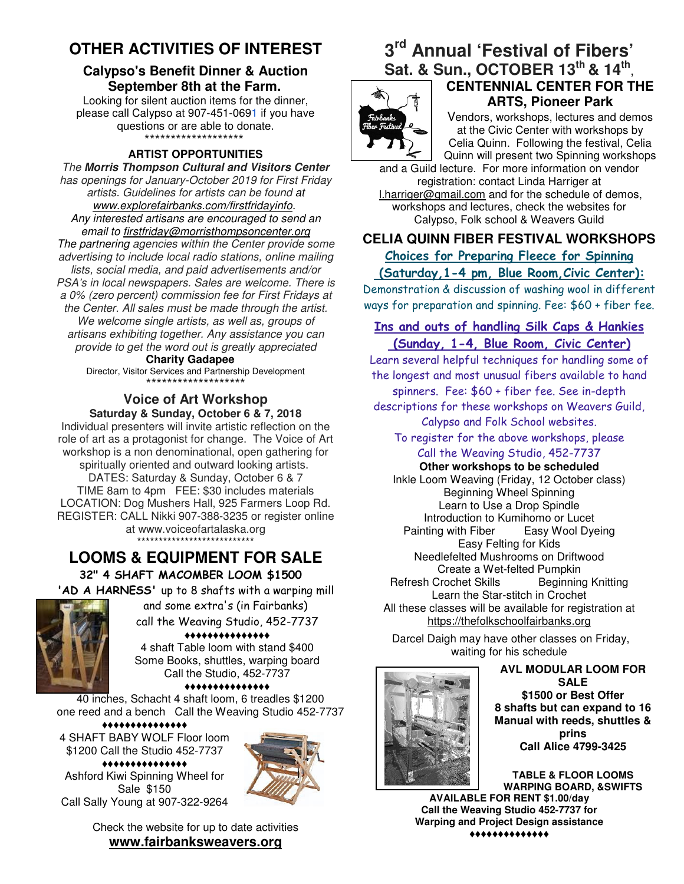# OTHER ACTIVITIES OF INTEREST

### Calypso's Benefit Dinner & Auction September 8th at the Farm.

Looking for silent auction items for the dinner, please call Calypso at 907-451-0691 if you have questions or are able to donate.

*******************

#### ARTIST OPPORTUNITIES

*The **Morris Thompson Cultural and Visitors Center** has openings for January-October 2019 for First Friday artists. Guidelines for artists can be found at www.explorefairbanks.com/firstfridayinfo.*

*Any interested artisans are encouraged to send an email to firstfriday@morristhompsoncenter.org*

*The partnering agencies within the Center provide some advertising to include local radio stations, online mailing lists, social media, and paid advertisements and/or PSA's in local newspapers. Sales are welcome. There is a 0% (zero percent) commission fee for First Fridays at the Center. All sales must be made through the artist. We welcome single artists, as well as, groups of artisans exhibiting together. Any assistance you can provide to get the word out is greatly appreciated*

**Charity Gadapee**
Director, Visitor Services and Partnership Development

*******************

### Voice of Art Workshop

**Saturday & Sunday, October 6 & 7, 2018**

Individual presenters will invite artistic reflection on the role of art as a protagonist for change. The Voice of Art workshop is a non denominational, open gathering for spiritually oriented and outward looking artists.

DATES: Saturday & Sunday, October 6 & 7
TIME 8am to 4pm FEE: $30 includes materials
LOCATION: Dog Mushers Hall, 925 Farmers Loop Rd.
REGISTER: CALL Nikki 907-388-3235 or register online at www.voiceofartalaska.org

***************************

## LOOMS & EQUIPMENT FOR SALE

**32" 4 SHAFT MACOMBER LOOM $1500**
**'AD A HARNESS'** up to 8 shafts with a warping mill and some extra's (in Fairbanks)
call the Weaving Studio, 452-7737

♦♦♦♦♦♦♦♦♦♦♦♦♦♦♦

4 shaft Table loom with stand $400
Some Books, shuttles, warping board
Call the Studio, 452-7737

♦♦♦♦♦♦♦♦♦♦♦♦♦♦♦

40 inches, Schacht 4 shaft loom, 6 treadles $1200 one reed and a bench Call the Weaving Studio 452-7737

♦♦♦♦♦♦♦♦♦♦♦♦♦♦♦

4 SHAFT BABY WOLF Floor loom $1200 Call the Studio 452-7737

♦♦♦♦♦♦♦♦♦♦♦♦♦♦♦

Ashford Kiwi Spinning Wheel for Sale $150
Call Sally Young at 907-322-9264

Check the website for up to date activities
**www.fairbanksweavers.org**

# 3rd Annual 'Festival of Fibers'

## Sat. & Sun., OCTOBER 13th & 14th, CENTENNIAL CENTER FOR THE ARTS, Pioneer Park

Vendors, workshops, lectures and demos at the Civic Center with workshops by Celia Quinn. Following the festival, Celia Quinn will present two Spinning workshops and a Guild lecture. For more information on vendor registration: contact Linda Harriger at l.harriger@gmail.com and for the schedule of demos, workshops and lectures, check the websites for Calypso, Folk school & Weavers Guild

### CELIA QUINN FIBER FESTIVAL WORKSHOPS

**Choices for Preparing Fleece for Spinning (Saturday,1-4 pm, Blue Room,Civic Center):**

Demonstration & discussion of washing wool in different ways for preparation and spinning. Fee: $60 + fiber fee.

**Ins and outs of handling Silk Caps & Hankies (Sunday, 1-4, Blue Room, Civic Center)**

Learn several helpful techniques for handling some of the longest and most unusual fibers available to hand spinners. Fee: $60 + fiber fee. See in-depth descriptions for these workshops on Weavers Guild, Calypso and Folk School websites.

To register for the above workshops, please Call the Weaving Studio, 452-7737

**Other workshops to be scheduled**

Inkle Loom Weaving (Friday, 12 October class)
Beginning Wheel Spinning
Learn to Use a Drop Spindle
Introduction to Kumihomo or Lucet
Painting with Fiber
Easy Wool Dyeing
Easy Felting for Kids
Needlefelted Mushrooms on Driftwood
Create a Wet-felted Pumpkin
Refresh Crochet Skills
Beginning Knitting
Learn the Star-stitch in Crochet

All these classes will be available for registration at https://thefolkschoolfairbanks.org

Darcel Daigh may have other classes on Friday, waiting for his schedule

**AVL MODULAR LOOM FOR SALE**
**$1500 or Best Offer**
**8 shafts but can expand to 16**
**Manual with reeds, shuttles & prins**
**Call Alice 4799-3425**

**TABLE & FLOOR LOOMS WARPING BOARD, &SWIFTS AVAILABLE FOR RENT $1.00/day**
**Call the Weaving Studio 452-7737 for Warping and Project Design assistance**

♦♦♦♦♦♦♦♦♦♦♦♦♦♦